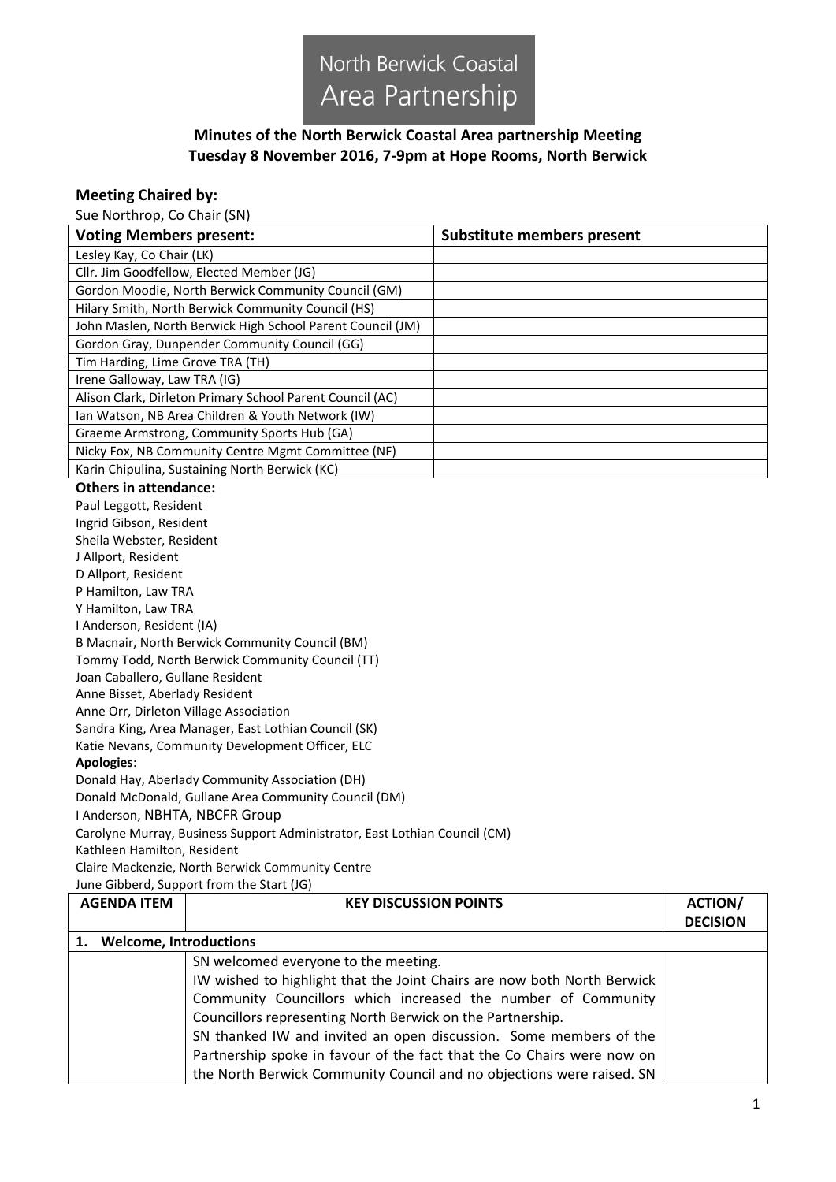North Berwick Coastal Area Partnership

## Minutes of the North Berwick Coastal Area partnership Meeting
## Tuesday 8 November 2016, 7-9pm at Hope Rooms, North Berwick

### Meeting Chaired by:

Sue Northrop, Co Chair (SN)

| Voting Members present: | Substitute members present |
|---|---|
| Lesley Kay, Co Chair (LK) | |
| Cllr. Jim Goodfellow, Elected Member (JG) | |
| Gordon Moodie, North Berwick Community Council (GM) | |
| Hilary Smith, North Berwick Community Council (HS) | |
| John Maslen, North Berwick High School Parent Council (JM) | |
| Gordon Gray, Dunpender Community Council (GG) | |
| Tim Harding, Lime Grove TRA (TH) | |
| Irene Galloway, Law TRA (IG) | |
| Alison Clark, Dirleton Primary School Parent Council (AC) | |
| Ian Watson, NB Area Children & Youth Network (IW) | |
| Graeme Armstrong, Community Sports Hub (GA) | |
| Nicky Fox, NB Community Centre Mgmt Committee (NF) | |
| Karin Chipulina, Sustaining North Berwick (KC) | |

**Others in attendance:**

Paul Leggott, Resident
Ingrid Gibson, Resident
Sheila Webster, Resident
J Allport, Resident
D Allport, Resident
P Hamilton, Law TRA
Y Hamilton, Law TRA
I Anderson, Resident (IA)
B Macnair, North Berwick Community Council (BM)
Tommy Todd, North Berwick Community Council (TT)
Joan Caballero, Gullane Resident
Anne Bisset, Aberlady Resident
Anne Orr, Dirleton Village Association
Sandra King, Area Manager, East Lothian Council (SK)
Katie Nevans, Community Development Officer, ELC

**Apologies**:

Donald Hay, Aberlady Community Association (DH)
Donald McDonald, Gullane Area Community Council (DM)
I Anderson, NBHTA, NBCFR Group
Carolyne Murray, Business Support Administrator, East Lothian Council (CM)
Kathleen Hamilton, Resident
Claire Mackenzie, North Berwick Community Centre
June Gibberd, Support from the Start (JG)

| AGENDA ITEM | KEY DISCUSSION POINTS | ACTION/ DECISION |
|---|---|---|
| **1. Welcome, Introductions** | | |
| | SN welcomed everyone to the meeting.<br>IW wished to highlight that the Joint Chairs are now both North Berwick Community Councillors which increased the number of Community Councillors representing North Berwick on the Partnership.<br>SN thanked IW and invited an open discussion. Some members of the Partnership spoke in favour of the fact that the Co Chairs were now on the North Berwick Community Council and no objections were raised. SN | |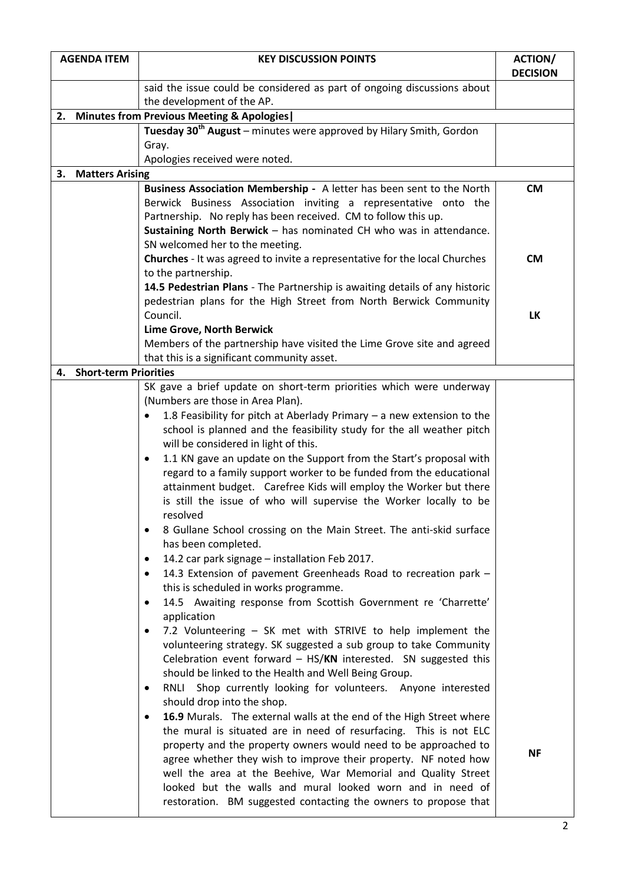| AGENDA ITEM | KEY DISCUSSION POINTS | ACTION/ DECISION |
|---|---|---|
| | said the issue could be considered as part of ongoing discussions about the development of the AP. | |
| **2. Minutes from Previous Meeting & Apologies\|** | | |
| | **Tuesday 30th August** – minutes were approved by Hilary Smith, Gordon Gray.<br>Apologies received were noted. | |
| **3. Matters Arising** | | |
| | **Business Association Membership -** A letter has been sent to the North Berwick Business Association inviting a representative onto the Partnership. No reply has been received. CM to follow this up.<br>**Sustaining North Berwick** – has nominated CH who was in attendance. SN welcomed her to the meeting.<br>**Churches** - It was agreed to invite a representative for the local Churches to the partnership.<br>**14.5 Pedestrian Plans** - The Partnership is awaiting details of any historic pedestrian plans for the High Street from North Berwick Community Council.<br>**Lime Grove, North Berwick**<br>Members of the partnership have visited the Lime Grove site and agreed that this is a significant community asset. | **CM**<br><br><br><br>**CM**<br><br><br>**LK** |
| **4. Short-term Priorities** | | |
| | SK gave a brief update on short-term priorities which were underway (Numbers are those in Area Plan).<br>• 1.8 Feasibility for pitch at Aberlady Primary – a new extension to the school is planned and the feasibility study for the all weather pitch will be considered in light of this.<br>• 1.1 KN gave an update on the Support from the Start's proposal with regard to a family support worker to be funded from the educational attainment budget. Carefree Kids will employ the Worker but there is still the issue of who will supervise the Worker locally to be resolved<br>• 8 Gullane School crossing on the Main Street. The anti-skid surface has been completed.<br>• 14.2 car park signage – installation Feb 2017.<br>• 14.3 Extension of pavement Greenheads Road to recreation park – this is scheduled in works programme.<br>• 14.5 Awaiting response from Scottish Government re 'Charrette' application<br>• 7.2 Volunteering – SK met with STRIVE to help implement the volunteering strategy. SK suggested a sub group to take Community Celebration event forward – HS/**KN** interested. SN suggested this should be linked to the Health and Well Being Group.<br>• RNLI Shop currently looking for volunteers. Anyone interested should drop into the shop.<br>• **16.9** Murals. The external walls at the end of the High Street where the mural is situated are in need of resurfacing. This is not ELC property and the property owners would need to be approached to agree whether they wish to improve their property. NF noted how well the area at the Beehive, War Memorial and Quality Street looked but the walls and mural looked worn and in need of restoration. BM suggested contacting the owners to propose that | **NF** |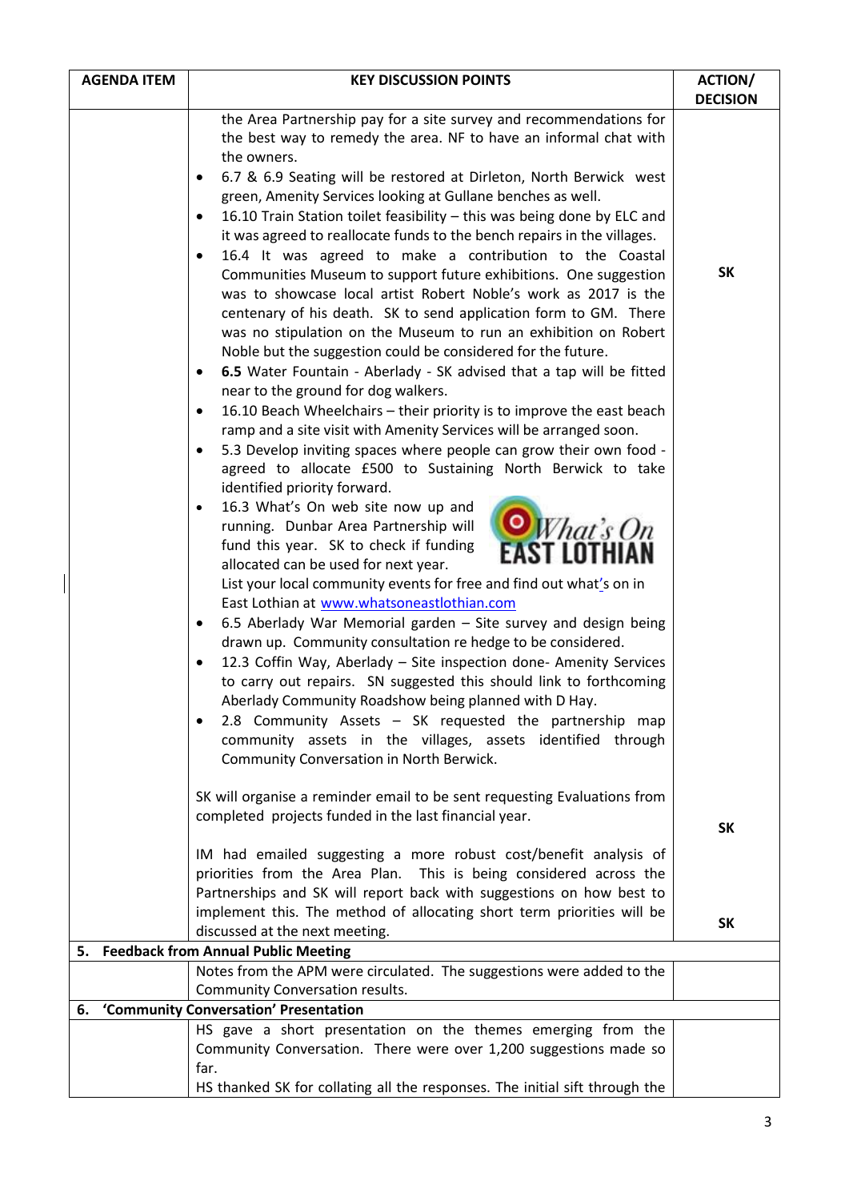| AGENDA ITEM | KEY DISCUSSION POINTS | ACTION/ DECISION |
|---|---|---|
| | the Area Partnership pay for a site survey and recommendations for the best way to remedy the area. NF to have an informal chat with the owners.<br>• 6.7 & 6.9 Seating will be restored at Dirleton, North Berwick west green, Amenity Services looking at Gullane benches as well.<br>• 16.10 Train Station toilet feasibility – this was being done by ELC and it was agreed to reallocate funds to the bench repairs in the villages.<br>• 16.4 It was agreed to make a contribution to the Coastal Communities Museum to support future exhibitions. One suggestion was to showcase local artist Robert Noble's work as 2017 is the centenary of his death. SK to send application form to GM. There was no stipulation on the Museum to run an exhibition on Robert Noble but the suggestion could be considered for the future.<br>• **6.5** Water Fountain - Aberlady - SK advised that a tap will be fitted near to the ground for dog walkers.<br>• 16.10 Beach Wheelchairs – their priority is to improve the east beach ramp and a site visit with Amenity Services will be arranged soon.<br>• 5.3 Develop inviting spaces where people can grow their own food - agreed to allocate £500 to Sustaining North Berwick to take identified priority forward.<br>• 16.3 What's On web site now up and running. Dunbar Area Partnership will fund this year. SK to check if funding allocated can be used for next year.<br>List your local community events for free and find out what's on in East Lothian at www.whatsoneastlothian.com<br>• 6.5 Aberlady War Memorial garden – Site survey and design being drawn up. Community consultation re hedge to be considered.<br>• 12.3 Coffin Way, Aberlady – Site inspection done- Amenity Services to carry out repairs. SN suggested this should link to forthcoming Aberlady Community Roadshow being planned with D Hay.<br>• 2.8 Community Assets – SK requested the partnership map community assets in the villages, assets identified through Community Conversation in North Berwick.<br><br>SK will organise a reminder email to be sent requesting Evaluations from completed projects funded in the last financial year.<br><br>IM had emailed suggesting a more robust cost/benefit analysis of priorities from the Area Plan. This is being considered across the Partnerships and SK will report back with suggestions on how best to implement this. The method of allocating short term priorities will be discussed at the next meeting. | **SK**<br><br>**SK**<br><br>**SK** |
| **5. Feedback from Annual Public Meeting** | | |
| | Notes from the APM were circulated. The suggestions were added to the Community Conversation results. | |
| **6. 'Community Conversation' Presentation** | | |
| | HS gave a short presentation on the themes emerging from the Community Conversation. There were over 1,200 suggestions made so far.<br>HS thanked SK for collating all the responses. The initial sift through the | |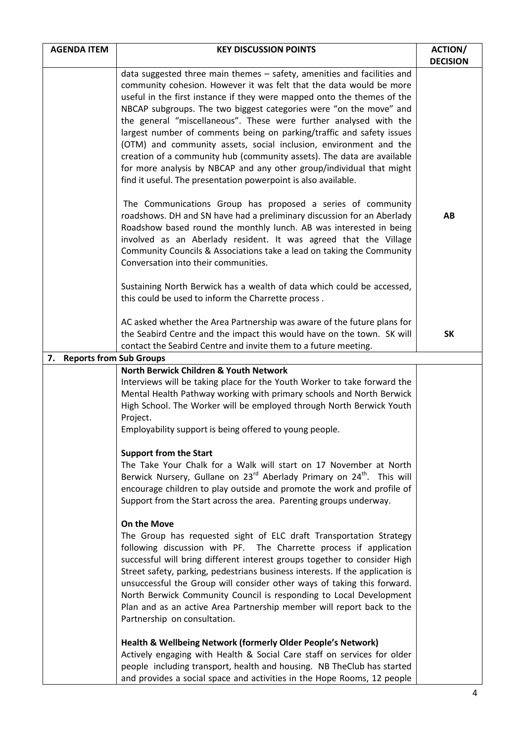| AGENDA ITEM | KEY DISCUSSION POINTS | ACTION/ DECISION |
|---|---|---|
| | data suggested three main themes – safety, amenities and facilities and community cohesion. However it was felt that the data would be more useful in the first instance if they were mapped onto the themes of the NBCAP subgroups. The two biggest categories were "on the move" and the general "miscellaneous". These were further analysed with the largest number of comments being on parking/traffic and safety issues (OTM) and community assets, social inclusion, environment and the creation of a community hub (community assets). The data are available for more analysis by NBCAP and any other group/individual that might find it useful. The presentation powerpoint is also available. | |
| | The Communications Group has proposed a series of community roadshows. DH and SN have had a preliminary discussion for an Aberlady Roadshow based round the monthly lunch. AB was interested in being involved as an Aberlady resident. It was agreed that the Village Community Councils & Associations take a lead on taking the Community Conversation into their communities. | **AB** |
| | Sustaining North Berwick has a wealth of data which could be accessed, this could be used to inform the Charrette process . | |
| | AC asked whether the Area Partnership was aware of the future plans for the Seabird Centre and the impact this would have on the town. SK will contact the Seabird Centre and invite them to a future meeting. | **SK** |
| **7. Reports from Sub Groups** | | |
| | **North Berwick Children & Youth Network**<br>Interviews will be taking place for the Youth Worker to take forward the Mental Health Pathway working with primary schools and North Berwick High School. The Worker will be employed through North Berwick Youth Project.<br>Employability support is being offered to young people. | |
| | **Support from the Start**<br>The Take Your Chalk for a Walk will start on 17 November at North Berwick Nursery, Gullane on 23rd Aberlady Primary on 24th. This will encourage children to play outside and promote the work and profile of Support from the Start across the area. Parenting groups underway. | |
| | **On the Move**<br>The Group has requested sight of ELC draft Transportation Strategy following discussion with PF. The Charrette process if application successful will bring different interest groups together to consider High Street safety, parking, pedestrians business interests. If the application is unsuccessful the Group will consider other ways of taking this forward. North Berwick Community Council is responding to Local Development Plan and as an active Area Partnership member will report back to the Partnership on consultation. | |
| | **Health & Wellbeing Network (formerly Older People's Network)**<br>Actively engaging with Health & Social Care staff on services for older people including transport, health and housing. NB TheClub has started and provides a social space and activities in the Hope Rooms, 12 people | |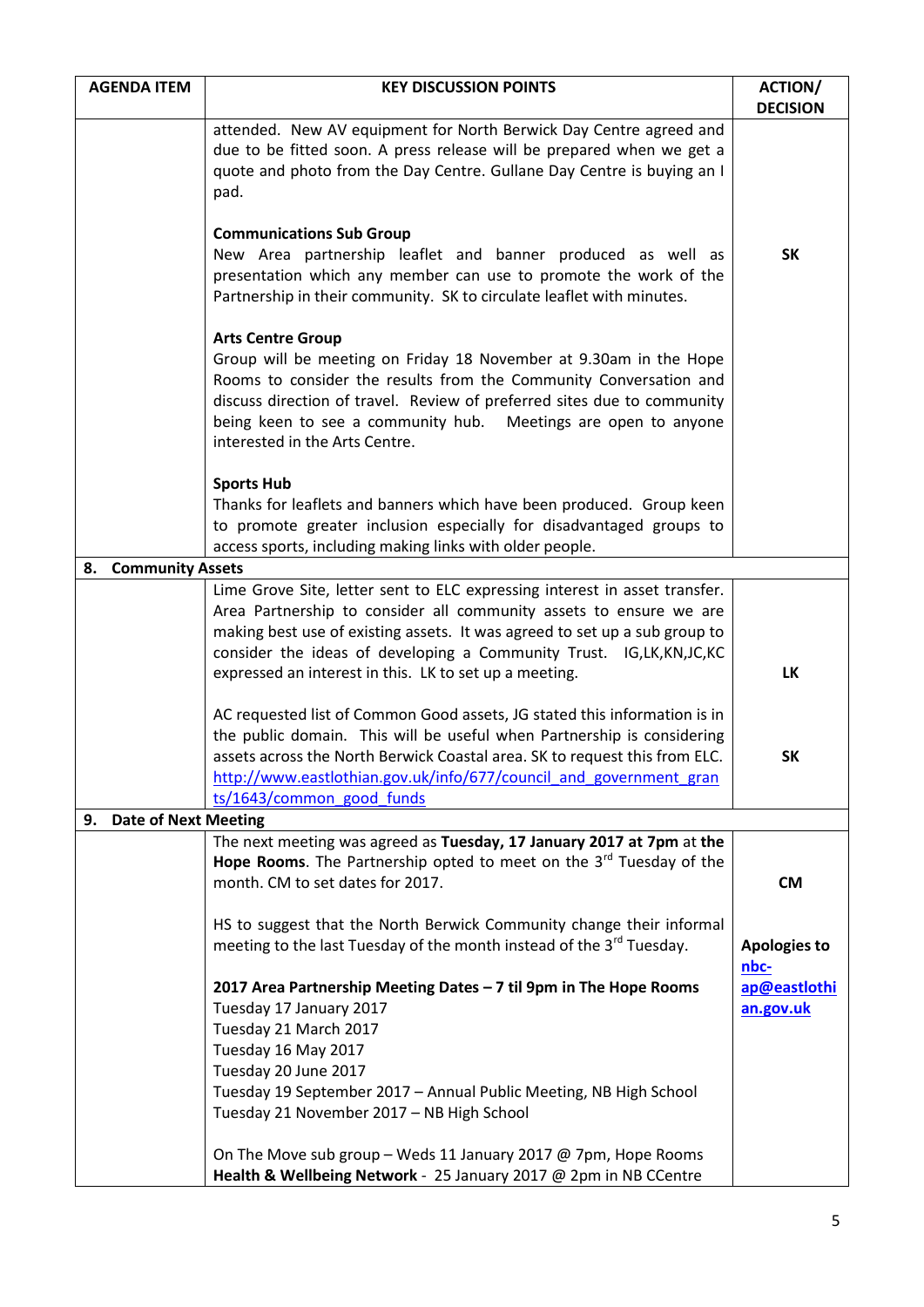| AGENDA ITEM | KEY DISCUSSION POINTS | ACTION/ DECISION |
|---|---|---|
| | attended. New AV equipment for North Berwick Day Centre agreed and due to be fitted soon. A press release will be prepared when we get a quote and photo from the Day Centre. Gullane Day Centre is buying an I pad. | |
| | **Communications Sub Group**<br>New Area partnership leaflet and banner produced as well as presentation which any member can use to promote the work of the Partnership in their community. SK to circulate leaflet with minutes. | **SK** |
| | **Arts Centre Group**<br>Group will be meeting on Friday 18 November at 9.30am in the Hope Rooms to consider the results from the Community Conversation and discuss direction of travel. Review of preferred sites due to community being keen to see a community hub. Meetings are open to anyone interested in the Arts Centre. | |
| | **Sports Hub**<br>Thanks for leaflets and banners which have been produced. Group keen to promote greater inclusion especially for disadvantaged groups to access sports, including making links with older people. | |
| **8. Community Assets** | | |
| | Lime Grove Site, letter sent to ELC expressing interest in asset transfer. Area Partnership to consider all community assets to ensure we are making best use of existing assets. It was agreed to set up a sub group to consider the ideas of developing a Community Trust. IG,LK,KN,JC,KC expressed an interest in this. LK to set up a meeting. | **LK** |
| | AC requested list of Common Good assets, JG stated this information is in the public domain. This will be useful when Partnership is considering assets across the North Berwick Coastal area. SK to request this from ELC.<br>http://www.eastlothian.gov.uk/info/677/council_and_government_grants/1643/common_good_funds | **SK** |
| **9. Date of Next Meeting** | | |
| | The next meeting was agreed as **Tuesday, 17 January 2017 at 7pm** at **the Hope Rooms**. The Partnership opted to meet on the 3rd Tuesday of the month. CM to set dates for 2017. | **CM** |
| | HS to suggest that the North Berwick Community change their informal meeting to the last Tuesday of the month instead of the 3rd Tuesday.<br><br>**2017 Area Partnership Meeting Dates – 7 til 9pm in The Hope Rooms**<br>Tuesday 17 January 2017<br>Tuesday 21 March 2017<br>Tuesday 16 May 2017<br>Tuesday 20 June 2017<br>Tuesday 19 September 2017 – Annual Public Meeting, NB High School<br>Tuesday 21 November 2017 – NB High School<br><br>On The Move sub group – Weds 11 January 2017 @ 7pm, Hope Rooms<br>**Health & Wellbeing Network** - 25 January 2017 @ 2pm in NB CCentre | **Apologies to nbc-ap@eastlothian.gov.uk** |